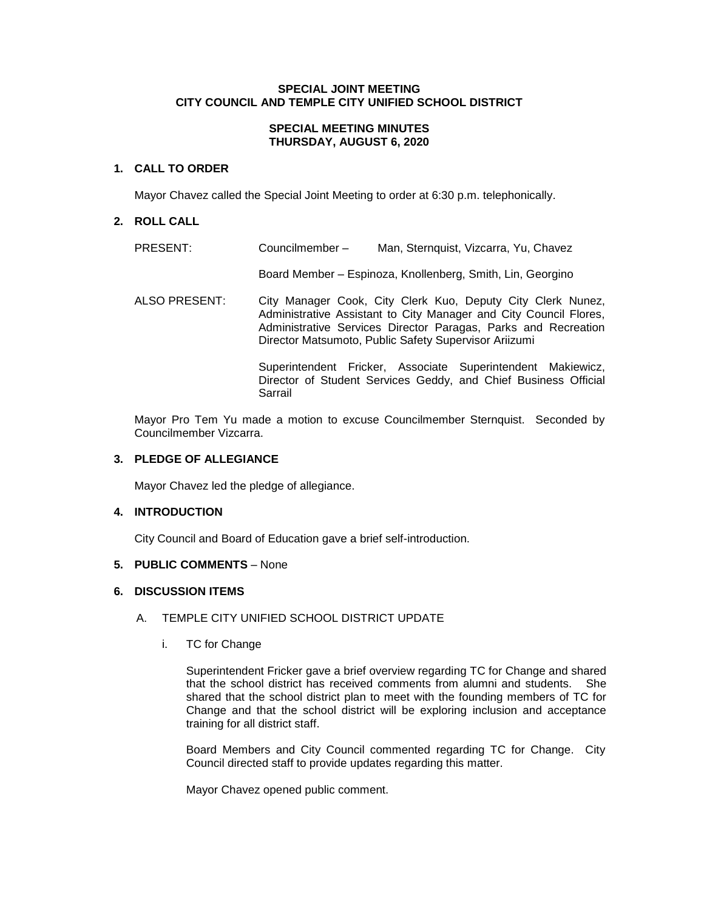**SPECIAL JOINT MEETING**
**CITY COUNCIL AND TEMPLE CITY UNIFIED SCHOOL DISTRICT**

**SPECIAL MEETING MINUTES**
**THURSDAY, AUGUST 6, 2020**

## 1. CALL TO ORDER

Mayor Chavez called the Special Joint Meeting to order at 6:30 p.m. telephonically.

## 2. ROLL CALL

PRESENT: Councilmember – Man, Sternquist, Vizcarra, Yu, Chavez

Board Member – Espinoza, Knollenberg, Smith, Lin, Georgino

ALSO PRESENT: City Manager Cook, City Clerk Kuo, Deputy City Clerk Nunez, Administrative Assistant to City Manager and City Council Flores, Administrative Services Director Paragas, Parks and Recreation Director Matsumoto, Public Safety Supervisor Ariizumi

Superintendent Fricker, Associate Superintendent Makiewicz, Director of Student Services Geddy, and Chief Business Official Sarrail

Mayor Pro Tem Yu made a motion to excuse Councilmember Sternquist. Seconded by Councilmember Vizcarra.

## 3. PLEDGE OF ALLEGIANCE

Mayor Chavez led the pledge of allegiance.

## 4. INTRODUCTION

City Council and Board of Education gave a brief self-introduction.

## 5. PUBLIC COMMENTS – None

## 6. DISCUSSION ITEMS

A. TEMPLE CITY UNIFIED SCHOOL DISTRICT UPDATE

i. TC for Change

Superintendent Fricker gave a brief overview regarding TC for Change and shared that the school district has received comments from alumni and students. She shared that the school district plan to meet with the founding members of TC for Change and that the school district will be exploring inclusion and acceptance training for all district staff.

Board Members and City Council commented regarding TC for Change. City Council directed staff to provide updates regarding this matter.

Mayor Chavez opened public comment.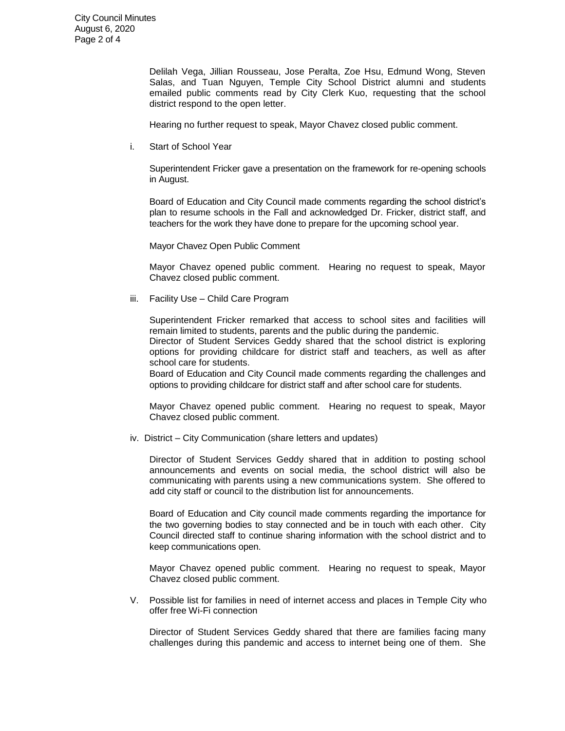Delilah Vega, Jillian Rousseau, Jose Peralta, Zoe Hsu, Edmund Wong, Steven Salas, and Tuan Nguyen, Temple City School District alumni and students emailed public comments read by City Clerk Kuo, requesting that the school district respond to the open letter.

Hearing no further request to speak, Mayor Chavez closed public comment.

i. Start of School Year

Superintendent Fricker gave a presentation on the framework for re-opening schools in August.

Board of Education and City Council made comments regarding the school district's plan to resume schools in the Fall and acknowledged Dr. Fricker, district staff, and teachers for the work they have done to prepare for the upcoming school year.

Mayor Chavez Open Public Comment

Mayor Chavez opened public comment. Hearing no request to speak, Mayor Chavez closed public comment.

iii. Facility Use – Child Care Program

Superintendent Fricker remarked that access to school sites and facilities will remain limited to students, parents and the public during the pandemic.
Director of Student Services Geddy shared that the school district is exploring options for providing childcare for district staff and teachers, as well as after school care for students.
Board of Education and City Council made comments regarding the challenges and options to providing childcare for district staff and after school care for students.

Mayor Chavez opened public comment. Hearing no request to speak, Mayor Chavez closed public comment.

iv. District – City Communication (share letters and updates)

Director of Student Services Geddy shared that in addition to posting school announcements and events on social media, the school district will also be communicating with parents using a new communications system. She offered to add city staff or council to the distribution list for announcements.

Board of Education and City council made comments regarding the importance for the two governing bodies to stay connected and be in touch with each other. City Council directed staff to continue sharing information with the school district and to keep communications open.

Mayor Chavez opened public comment. Hearing no request to speak, Mayor Chavez closed public comment.

V. Possible list for families in need of internet access and places in Temple City who offer free Wi-Fi connection

Director of Student Services Geddy shared that there are families facing many challenges during this pandemic and access to internet being one of them. She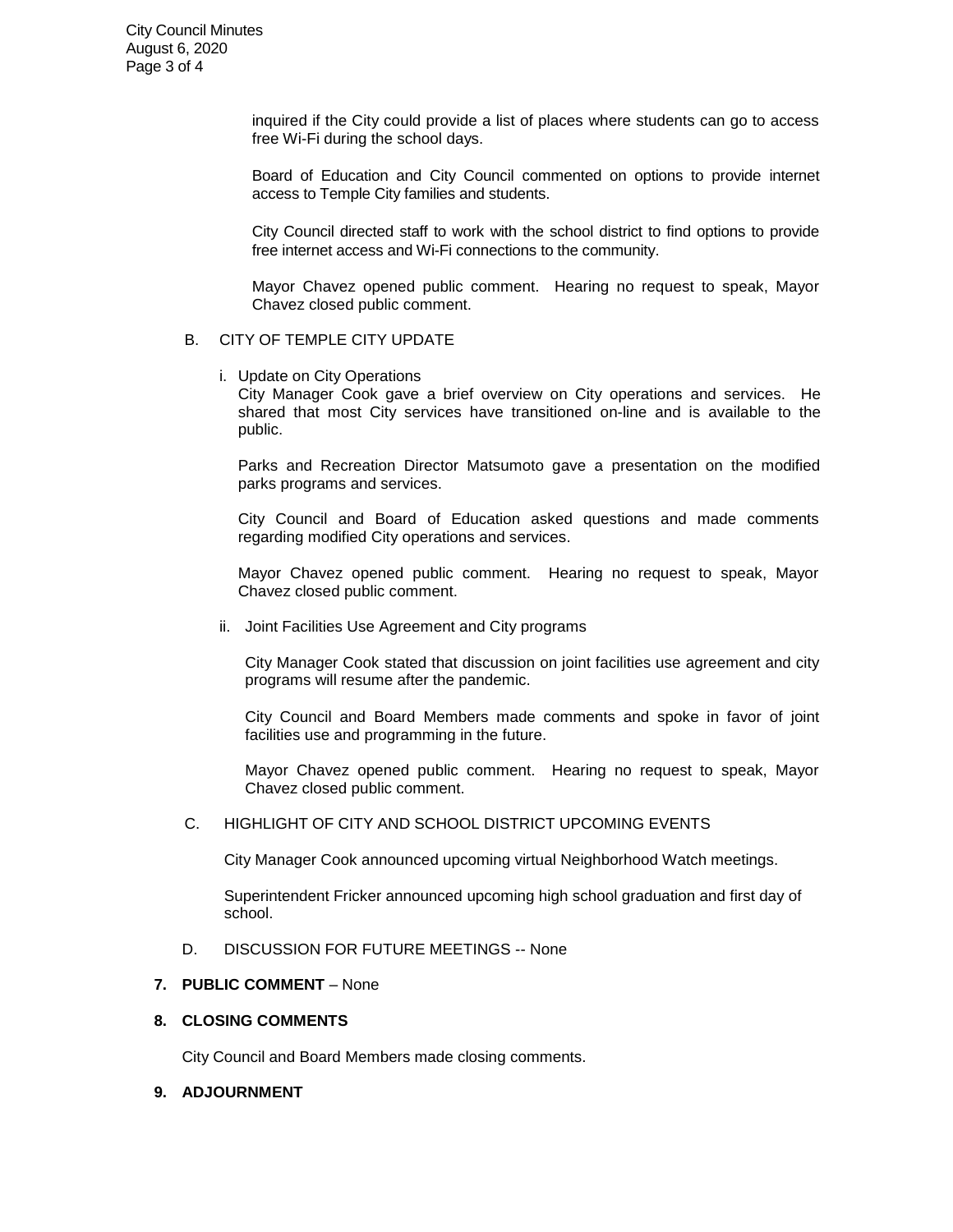inquired if the City could provide a list of places where students can go to access free Wi-Fi during the school days.

Board of Education and City Council commented on options to provide internet access to Temple City families and students.

City Council directed staff to work with the school district to find options to provide free internet access and Wi-Fi connections to the community.

Mayor Chavez opened public comment. Hearing no request to speak, Mayor Chavez closed public comment.

B. CITY OF TEMPLE CITY UPDATE

i. Update on City Operations
City Manager Cook gave a brief overview on City operations and services. He shared that most City services have transitioned on-line and is available to the public.

Parks and Recreation Director Matsumoto gave a presentation on the modified parks programs and services.

City Council and Board of Education asked questions and made comments regarding modified City operations and services.

Mayor Chavez opened public comment. Hearing no request to speak, Mayor Chavez closed public comment.

ii. Joint Facilities Use Agreement and City programs

City Manager Cook stated that discussion on joint facilities use agreement and city programs will resume after the pandemic.

City Council and Board Members made comments and spoke in favor of joint facilities use and programming in the future.

Mayor Chavez opened public comment. Hearing no request to speak, Mayor Chavez closed public comment.

C. HIGHLIGHT OF CITY AND SCHOOL DISTRICT UPCOMING EVENTS

City Manager Cook announced upcoming virtual Neighborhood Watch meetings.

Superintendent Fricker announced upcoming high school graduation and first day of school.

D. DISCUSSION FOR FUTURE MEETINGS -- None

**7. PUBLIC COMMENT** – None

**8. CLOSING COMMENTS**

City Council and Board Members made closing comments.

**9. ADJOURNMENT**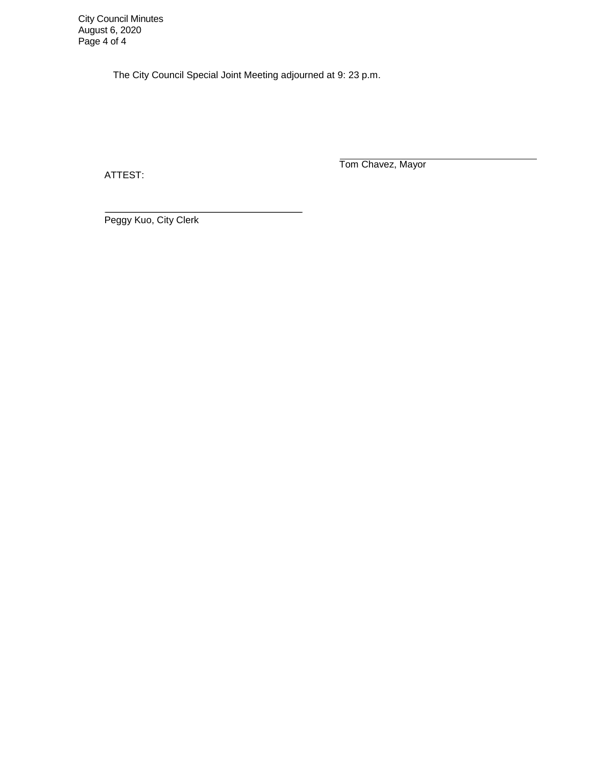The City Council Special Joint Meeting adjourned at 9: 23 p.m.

\_\_\_\_\_\_\_\_\_\_\_\_\_\_\_\_\_\_\_\_\_\_\_\_\_\_\_\_\_\_\_\_\_\_\_

Tom Chavez, Mayor

ATTEST:

\_\_\_\_\_\_\_\_\_\_\_\_\_\_\_\_\_\_\_\_\_\_\_\_\_\_\_\_\_\_\_\_\_\_\_

Peggy Kuo, City Clerk